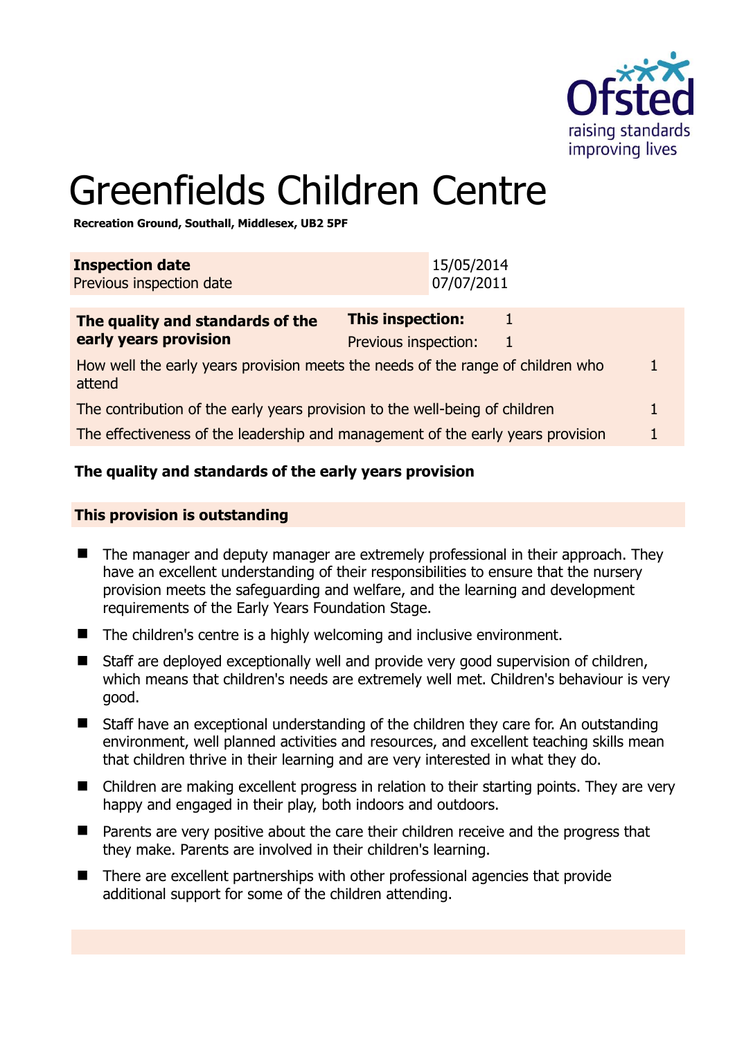# Greenfields Children Centre

**Recreation Ground, Southall, Middlesex, UB2 5PF**

| **Inspection date** | 15/05/2014 |
|---|---|
| Previous inspection date | 07/07/2011 |

| **The quality and standards of the early years provision** | **This inspection:** | 1 |
|---|---|---|
| | Previous inspection: | 1 |
| How well the early years provision meets the needs of the range of children who attend | | 1 |
| The contribution of the early years provision to the well-being of children | | 1 |
| The effectiveness of the leadership and management of the early years provision | | 1 |

**The quality and standards of the early years provision**

**This provision is outstanding**

- The manager and deputy manager are extremely professional in their approach. They have an excellent understanding of their responsibilities to ensure that the nursery provision meets the safeguarding and welfare, and the learning and development requirements of the Early Years Foundation Stage.
- The children's centre is a highly welcoming and inclusive environment.
- Staff are deployed exceptionally well and provide very good supervision of children, which means that children's needs are extremely well met. Children's behaviour is very good.
- Staff have an exceptional understanding of the children they care for. An outstanding environment, well planned activities and resources, and excellent teaching skills mean that children thrive in their learning and are very interested in what they do.
- Children are making excellent progress in relation to their starting points. They are very happy and engaged in their play, both indoors and outdoors.
- Parents are very positive about the care their children receive and the progress that they make. Parents are involved in their children's learning.
- There are excellent partnerships with other professional agencies that provide additional support for some of the children attending.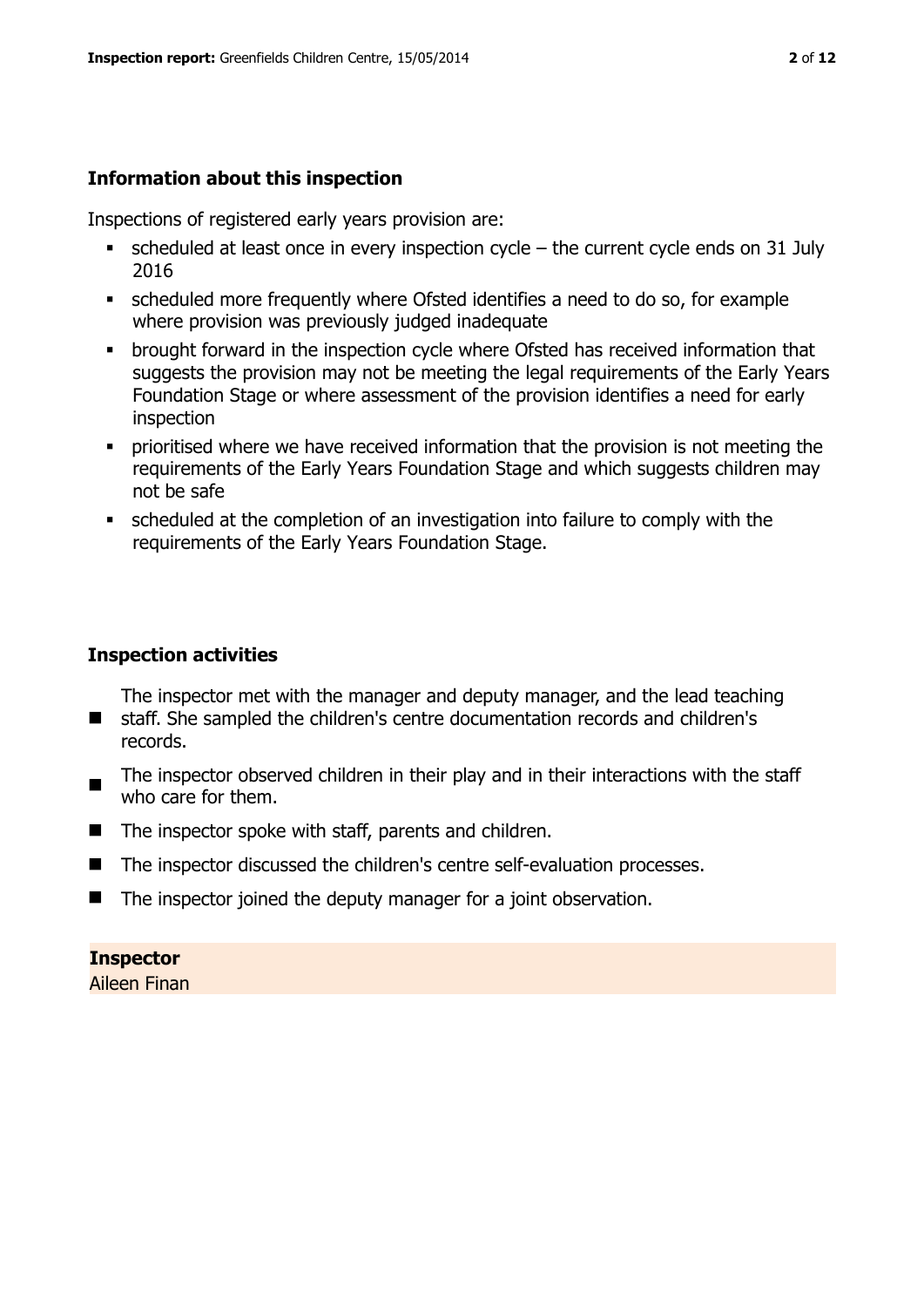## Information about this inspection

Inspections of registered early years provision are:

- scheduled at least once in every inspection cycle – the current cycle ends on 31 July 2016
- scheduled more frequently where Ofsted identifies a need to do so, for example where provision was previously judged inadequate
- brought forward in the inspection cycle where Ofsted has received information that suggests the provision may not be meeting the legal requirements of the Early Years Foundation Stage or where assessment of the provision identifies a need for early inspection
- prioritised where we have received information that the provision is not meeting the requirements of the Early Years Foundation Stage and which suggests children may not be safe
- scheduled at the completion of an investigation into failure to comply with the requirements of the Early Years Foundation Stage.

## Inspection activities

- The inspector met with the manager and deputy manager, and the lead teaching staff. She sampled the children's centre documentation records and children's records.
- The inspector observed children in their play and in their interactions with the staff who care for them.
- The inspector spoke with staff, parents and children.
- The inspector discussed the children's centre self-evaluation processes.
- The inspector joined the deputy manager for a joint observation.

**Inspector**
Aileen Finan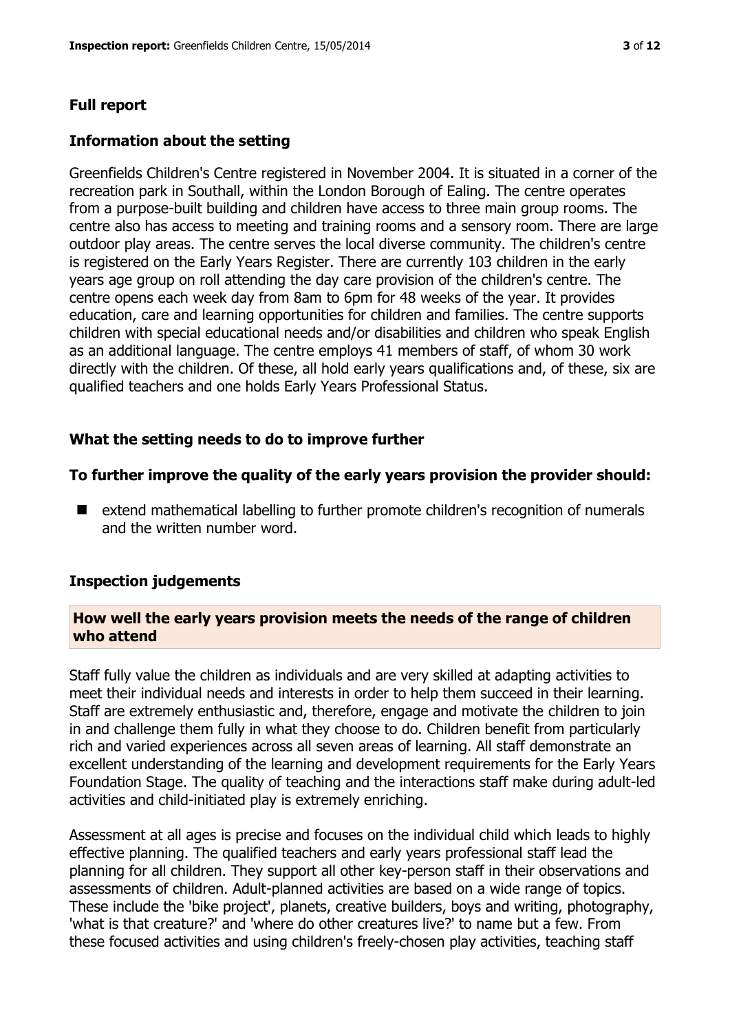## Full report

### Information about the setting

Greenfields Children's Centre registered in November 2004. It is situated in a corner of the recreation park in Southall, within the London Borough of Ealing. The centre operates from a purpose-built building and children have access to three main group rooms. The centre also has access to meeting and training rooms and a sensory room. There are large outdoor play areas. The centre serves the local diverse community. The children's centre is registered on the Early Years Register. There are currently 103 children in the early years age group on roll attending the day care provision of the children's centre. The centre opens each week day from 8am to 6pm for 48 weeks of the year. It provides education, care and learning opportunities for children and families. The centre supports children with special educational needs and/or disabilities and children who speak English as an additional language. The centre employs 41 members of staff, of whom 30 work directly with the children. Of these, all hold early years qualifications and, of these, six are qualified teachers and one holds Early Years Professional Status.

### What the setting needs to do to improve further

**To further improve the quality of the early years provision the provider should:**

- extend mathematical labelling to further promote children's recognition of numerals and the written number word.

### Inspection judgements

#### How well the early years provision meets the needs of the range of children who attend

Staff fully value the children as individuals and are very skilled at adapting activities to meet their individual needs and interests in order to help them succeed in their learning. Staff are extremely enthusiastic and, therefore, engage and motivate the children to join in and challenge them fully in what they choose to do. Children benefit from particularly rich and varied experiences across all seven areas of learning. All staff demonstrate an excellent understanding of the learning and development requirements for the Early Years Foundation Stage. The quality of teaching and the interactions staff make during adult-led activities and child-initiated play is extremely enriching.

Assessment at all ages is precise and focuses on the individual child which leads to highly effective planning. The qualified teachers and early years professional staff lead the planning for all children. They support all other key-person staff in their observations and assessments of children. Adult-planned activities are based on a wide range of topics. These include the 'bike project', planets, creative builders, boys and writing, photography, 'what is that creature?' and 'where do other creatures live?' to name but a few. From these focused activities and using children's freely-chosen play activities, teaching staff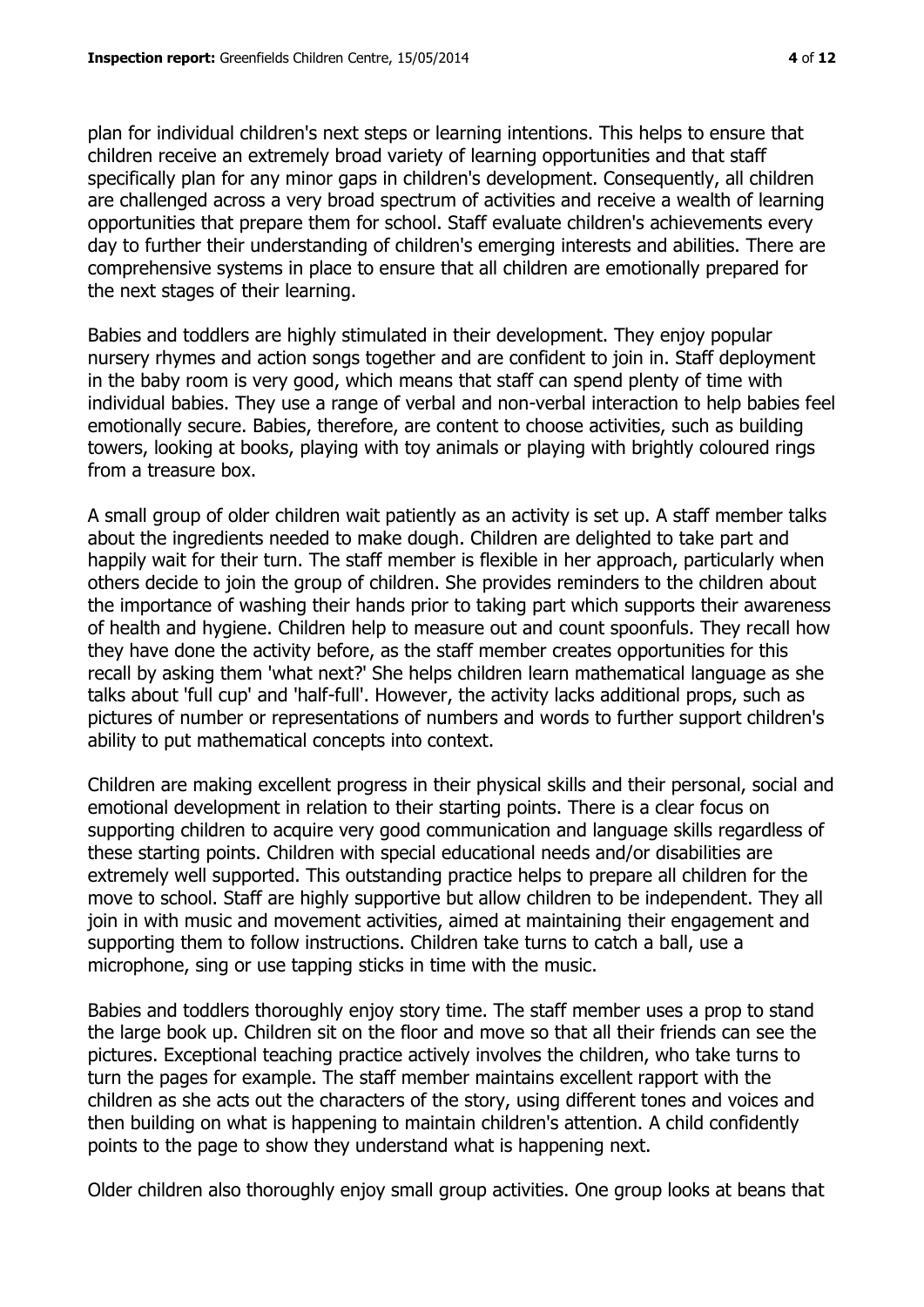plan for individual children's next steps or learning intentions. This helps to ensure that children receive an extremely broad variety of learning opportunities and that staff specifically plan for any minor gaps in children's development. Consequently, all children are challenged across a very broad spectrum of activities and receive a wealth of learning opportunities that prepare them for school. Staff evaluate children's achievements every day to further their understanding of children's emerging interests and abilities. There are comprehensive systems in place to ensure that all children are emotionally prepared for the next stages of their learning.

Babies and toddlers are highly stimulated in their development. They enjoy popular nursery rhymes and action songs together and are confident to join in. Staff deployment in the baby room is very good, which means that staff can spend plenty of time with individual babies. They use a range of verbal and non-verbal interaction to help babies feel emotionally secure. Babies, therefore, are content to choose activities, such as building towers, looking at books, playing with toy animals or playing with brightly coloured rings from a treasure box.

A small group of older children wait patiently as an activity is set up. A staff member talks about the ingredients needed to make dough. Children are delighted to take part and happily wait for their turn. The staff member is flexible in her approach, particularly when others decide to join the group of children. She provides reminders to the children about the importance of washing their hands prior to taking part which supports their awareness of health and hygiene. Children help to measure out and count spoonfuls. They recall how they have done the activity before, as the staff member creates opportunities for this recall by asking them 'what next?' She helps children learn mathematical language as she talks about 'full cup' and 'half-full'. However, the activity lacks additional props, such as pictures of number or representations of numbers and words to further support children's ability to put mathematical concepts into context.

Children are making excellent progress in their physical skills and their personal, social and emotional development in relation to their starting points. There is a clear focus on supporting children to acquire very good communication and language skills regardless of these starting points. Children with special educational needs and/or disabilities are extremely well supported. This outstanding practice helps to prepare all children for the move to school. Staff are highly supportive but allow children to be independent. They all join in with music and movement activities, aimed at maintaining their engagement and supporting them to follow instructions. Children take turns to catch a ball, use a microphone, sing or use tapping sticks in time with the music.

Babies and toddlers thoroughly enjoy story time. The staff member uses a prop to stand the large book up. Children sit on the floor and move so that all their friends can see the pictures. Exceptional teaching practice actively involves the children, who take turns to turn the pages for example. The staff member maintains excellent rapport with the children as she acts out the characters of the story, using different tones and voices and then building on what is happening to maintain children's attention. A child confidently points to the page to show they understand what is happening next.

Older children also thoroughly enjoy small group activities. One group looks at beans that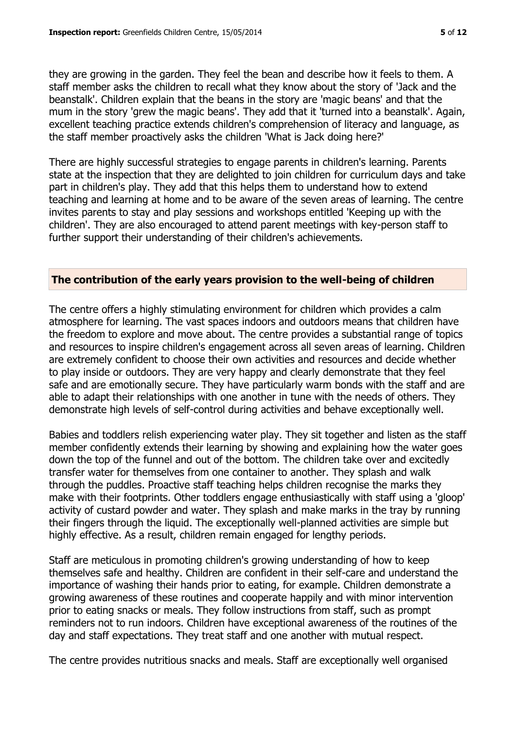they are growing in the garden. They feel the bean and describe how it feels to them. A staff member asks the children to recall what they know about the story of 'Jack and the beanstalk'. Children explain that the beans in the story are 'magic beans' and that the mum in the story 'grew the magic beans'. They add that it 'turned into a beanstalk'. Again, excellent teaching practice extends children's comprehension of literacy and language, as the staff member proactively asks the children 'What is Jack doing here?'

There are highly successful strategies to engage parents in children's learning. Parents state at the inspection that they are delighted to join children for curriculum days and take part in children's play. They add that this helps them to understand how to extend teaching and learning at home and to be aware of the seven areas of learning. The centre invites parents to stay and play sessions and workshops entitled 'Keeping up with the children'. They are also encouraged to attend parent meetings with key-person staff to further support their understanding of their children's achievements.

## The contribution of the early years provision to the well-being of children

The centre offers a highly stimulating environment for children which provides a calm atmosphere for learning. The vast spaces indoors and outdoors means that children have the freedom to explore and move about. The centre provides a substantial range of topics and resources to inspire children's engagement across all seven areas of learning. Children are extremely confident to choose their own activities and resources and decide whether to play inside or outdoors. They are very happy and clearly demonstrate that they feel safe and are emotionally secure. They have particularly warm bonds with the staff and are able to adapt their relationships with one another in tune with the needs of others. They demonstrate high levels of self-control during activities and behave exceptionally well.

Babies and toddlers relish experiencing water play. They sit together and listen as the staff member confidently extends their learning by showing and explaining how the water goes down the top of the funnel and out of the bottom. The children take over and excitedly transfer water for themselves from one container to another. They splash and walk through the puddles. Proactive staff teaching helps children recognise the marks they make with their footprints. Other toddlers engage enthusiastically with staff using a 'gloop' activity of custard powder and water. They splash and make marks in the tray by running their fingers through the liquid. The exceptionally well-planned activities are simple but highly effective. As a result, children remain engaged for lengthy periods.

Staff are meticulous in promoting children's growing understanding of how to keep themselves safe and healthy. Children are confident in their self-care and understand the importance of washing their hands prior to eating, for example. Children demonstrate a growing awareness of these routines and cooperate happily and with minor intervention prior to eating snacks or meals. They follow instructions from staff, such as prompt reminders not to run indoors. Children have exceptional awareness of the routines of the day and staff expectations. They treat staff and one another with mutual respect.

The centre provides nutritious snacks and meals. Staff are exceptionally well organised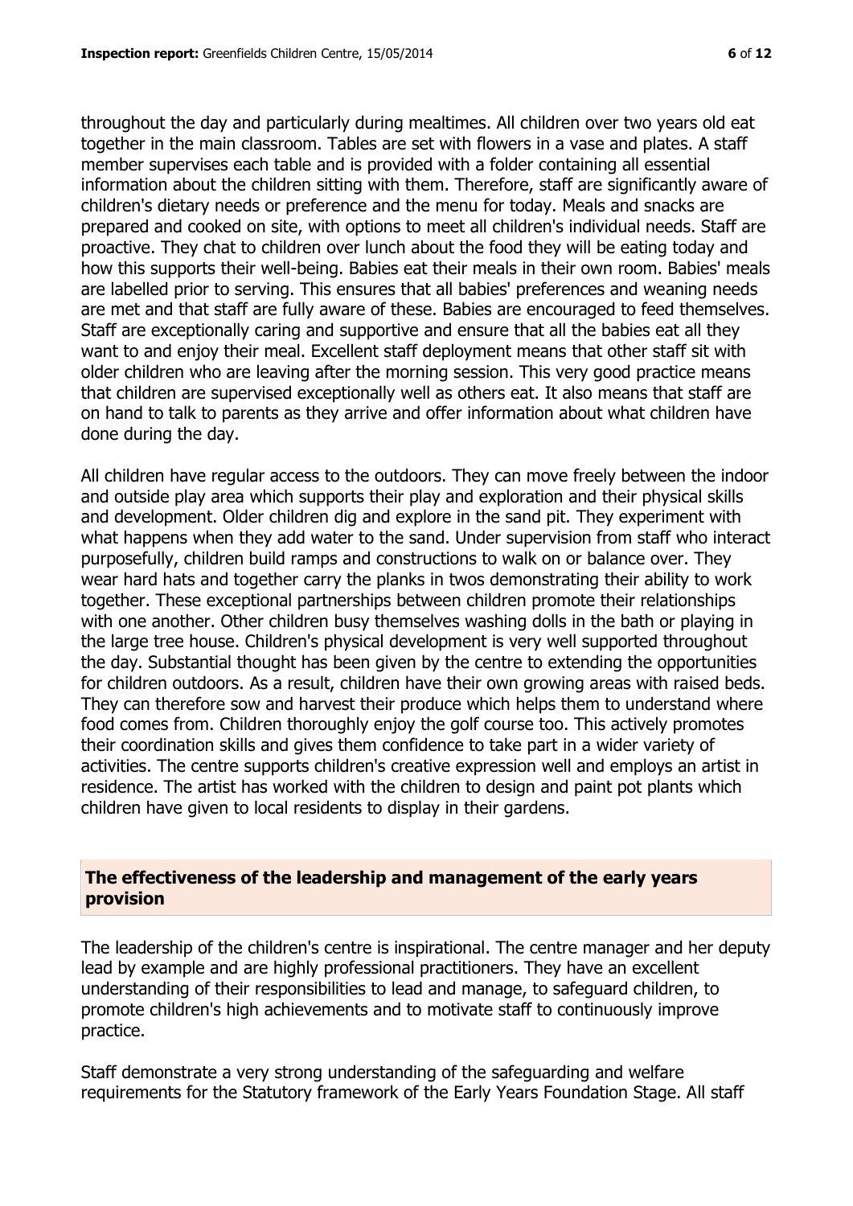throughout the day and particularly during mealtimes. All children over two years old eat together in the main classroom. Tables are set with flowers in a vase and plates. A staff member supervises each table and is provided with a folder containing all essential information about the children sitting with them. Therefore, staff are significantly aware of children's dietary needs or preference and the menu for today. Meals and snacks are prepared and cooked on site, with options to meet all children's individual needs. Staff are proactive. They chat to children over lunch about the food they will be eating today and how this supports their well-being. Babies eat their meals in their own room. Babies' meals are labelled prior to serving. This ensures that all babies' preferences and weaning needs are met and that staff are fully aware of these. Babies are encouraged to feed themselves. Staff are exceptionally caring and supportive and ensure that all the babies eat all they want to and enjoy their meal. Excellent staff deployment means that other staff sit with older children who are leaving after the morning session. This very good practice means that children are supervised exceptionally well as others eat. It also means that staff are on hand to talk to parents as they arrive and offer information about what children have done during the day.

All children have regular access to the outdoors. They can move freely between the indoor and outside play area which supports their play and exploration and their physical skills and development. Older children dig and explore in the sand pit. They experiment with what happens when they add water to the sand. Under supervision from staff who interact purposefully, children build ramps and constructions to walk on or balance over. They wear hard hats and together carry the planks in twos demonstrating their ability to work together. These exceptional partnerships between children promote their relationships with one another. Other children busy themselves washing dolls in the bath or playing in the large tree house. Children's physical development is very well supported throughout the day. Substantial thought has been given by the centre to extending the opportunities for children outdoors. As a result, children have their own growing areas with raised beds. They can therefore sow and harvest their produce which helps them to understand where food comes from. Children thoroughly enjoy the golf course too. This actively promotes their coordination skills and gives them confidence to take part in a wider variety of activities. The centre supports children's creative expression well and employs an artist in residence. The artist has worked with the children to design and paint pot plants which children have given to local residents to display in their gardens.

## The effectiveness of the leadership and management of the early years provision

The leadership of the children's centre is inspirational. The centre manager and her deputy lead by example and are highly professional practitioners. They have an excellent understanding of their responsibilities to lead and manage, to safeguard children, to promote children's high achievements and to motivate staff to continuously improve practice.

Staff demonstrate a very strong understanding of the safeguarding and welfare requirements for the Statutory framework of the Early Years Foundation Stage. All staff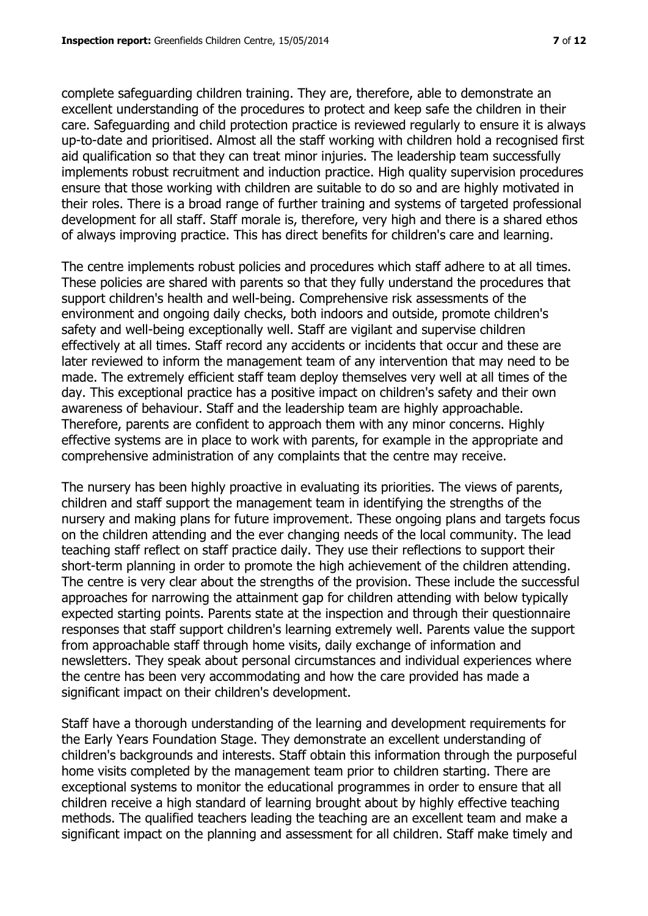complete safeguarding children training. They are, therefore, able to demonstrate an excellent understanding of the procedures to protect and keep safe the children in their care. Safeguarding and child protection practice is reviewed regularly to ensure it is always up-to-date and prioritised. Almost all the staff working with children hold a recognised first aid qualification so that they can treat minor injuries. The leadership team successfully implements robust recruitment and induction practice. High quality supervision procedures ensure that those working with children are suitable to do so and are highly motivated in their roles. There is a broad range of further training and systems of targeted professional development for all staff. Staff morale is, therefore, very high and there is a shared ethos of always improving practice. This has direct benefits for children's care and learning.

The centre implements robust policies and procedures which staff adhere to at all times. These policies are shared with parents so that they fully understand the procedures that support children's health and well-being. Comprehensive risk assessments of the environment and ongoing daily checks, both indoors and outside, promote children's safety and well-being exceptionally well. Staff are vigilant and supervise children effectively at all times. Staff record any accidents or incidents that occur and these are later reviewed to inform the management team of any intervention that may need to be made. The extremely efficient staff team deploy themselves very well at all times of the day. This exceptional practice has a positive impact on children's safety and their own awareness of behaviour. Staff and the leadership team are highly approachable. Therefore, parents are confident to approach them with any minor concerns. Highly effective systems are in place to work with parents, for example in the appropriate and comprehensive administration of any complaints that the centre may receive.

The nursery has been highly proactive in evaluating its priorities. The views of parents, children and staff support the management team in identifying the strengths of the nursery and making plans for future improvement. These ongoing plans and targets focus on the children attending and the ever changing needs of the local community. The lead teaching staff reflect on staff practice daily. They use their reflections to support their short-term planning in order to promote the high achievement of the children attending. The centre is very clear about the strengths of the provision. These include the successful approaches for narrowing the attainment gap for children attending with below typically expected starting points. Parents state at the inspection and through their questionnaire responses that staff support children's learning extremely well. Parents value the support from approachable staff through home visits, daily exchange of information and newsletters. They speak about personal circumstances and individual experiences where the centre has been very accommodating and how the care provided has made a significant impact on their children's development.

Staff have a thorough understanding of the learning and development requirements for the Early Years Foundation Stage. They demonstrate an excellent understanding of children's backgrounds and interests. Staff obtain this information through the purposeful home visits completed by the management team prior to children starting. There are exceptional systems to monitor the educational programmes in order to ensure that all children receive a high standard of learning brought about by highly effective teaching methods. The qualified teachers leading the teaching are an excellent team and make a significant impact on the planning and assessment for all children. Staff make timely and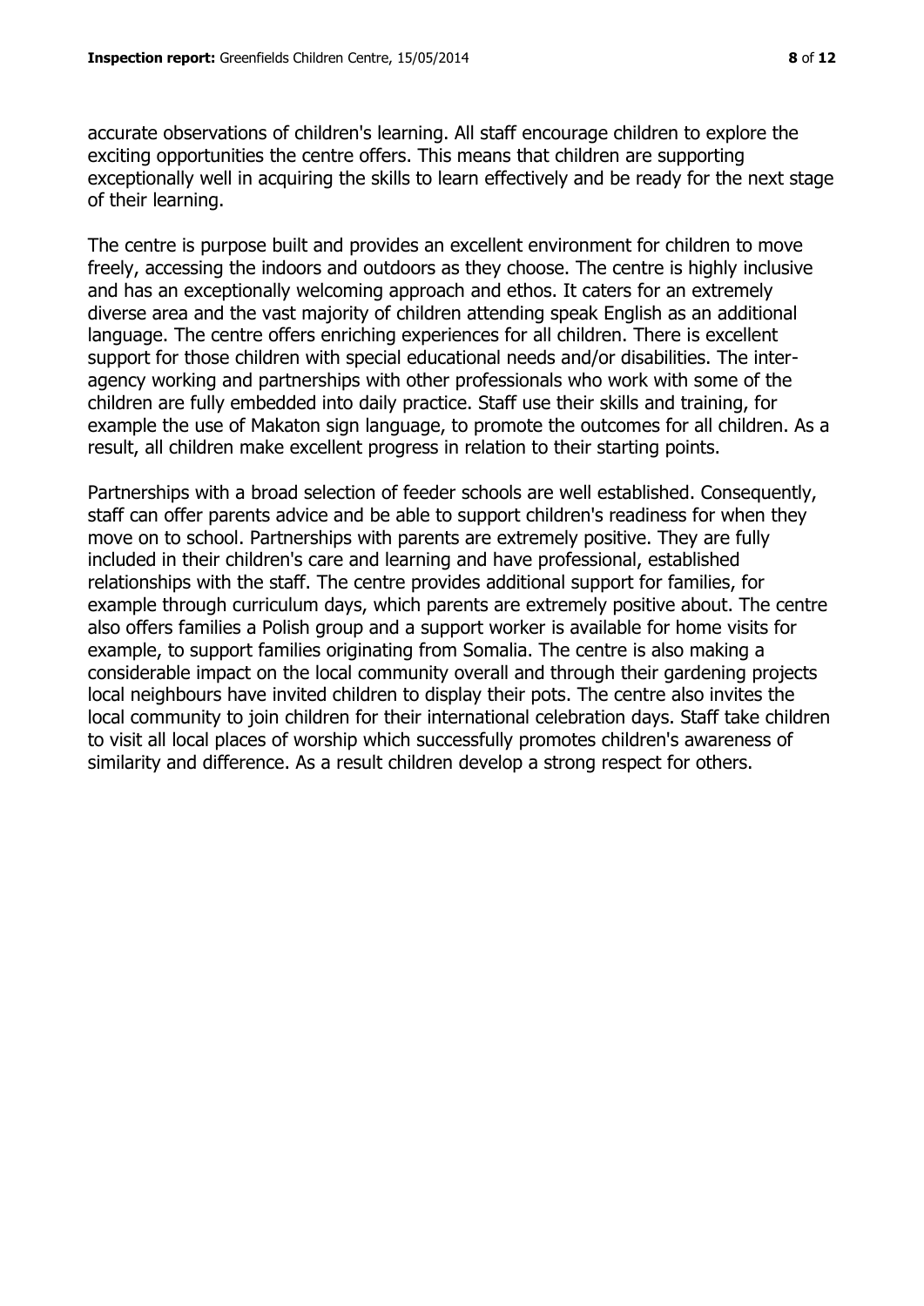accurate observations of children's learning. All staff encourage children to explore the exciting opportunities the centre offers. This means that children are supporting exceptionally well in acquiring the skills to learn effectively and be ready for the next stage of their learning.

The centre is purpose built and provides an excellent environment for children to move freely, accessing the indoors and outdoors as they choose. The centre is highly inclusive and has an exceptionally welcoming approach and ethos. It caters for an extremely diverse area and the vast majority of children attending speak English as an additional language. The centre offers enriching experiences for all children. There is excellent support for those children with special educational needs and/or disabilities. The inter-agency working and partnerships with other professionals who work with some of the children are fully embedded into daily practice. Staff use their skills and training, for example the use of Makaton sign language, to promote the outcomes for all children. As a result, all children make excellent progress in relation to their starting points.

Partnerships with a broad selection of feeder schools are well established. Consequently, staff can offer parents advice and be able to support children's readiness for when they move on to school. Partnerships with parents are extremely positive. They are fully included in their children's care and learning and have professional, established relationships with the staff. The centre provides additional support for families, for example through curriculum days, which parents are extremely positive about. The centre also offers families a Polish group and a support worker is available for home visits for example, to support families originating from Somalia. The centre is also making a considerable impact on the local community overall and through their gardening projects local neighbours have invited children to display their pots. The centre also invites the local community to join children for their international celebration days. Staff take children to visit all local places of worship which successfully promotes children's awareness of similarity and difference. As a result children develop a strong respect for others.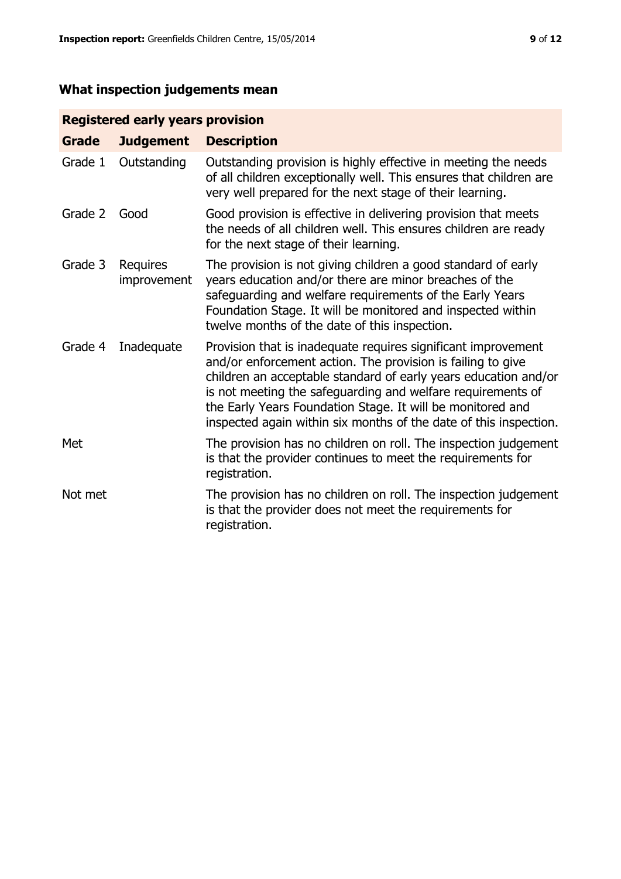## What inspection judgements mean

| Registered early years provision | | |
|---|---|---|
| **Grade** | **Judgement** | **Description** |
| Grade 1 | Outstanding | Outstanding provision is highly effective in meeting the needs of all children exceptionally well. This ensures that children are very well prepared for the next stage of their learning. |
| Grade 2 | Good | Good provision is effective in delivering provision that meets the needs of all children well. This ensures children are ready for the next stage of their learning. |
| Grade 3 | Requires improvement | The provision is not giving children a good standard of early years education and/or there are minor breaches of the safeguarding and welfare requirements of the Early Years Foundation Stage. It will be monitored and inspected within twelve months of the date of this inspection. |
| Grade 4 | Inadequate | Provision that is inadequate requires significant improvement and/or enforcement action. The provision is failing to give children an acceptable standard of early years education and/or is not meeting the safeguarding and welfare requirements of the Early Years Foundation Stage. It will be monitored and inspected again within six months of the date of this inspection. |
| Met | | The provision has no children on roll. The inspection judgement is that the provider continues to meet the requirements for registration. |
| Not met | | The provision has no children on roll. The inspection judgement is that the provider does not meet the requirements for registration. |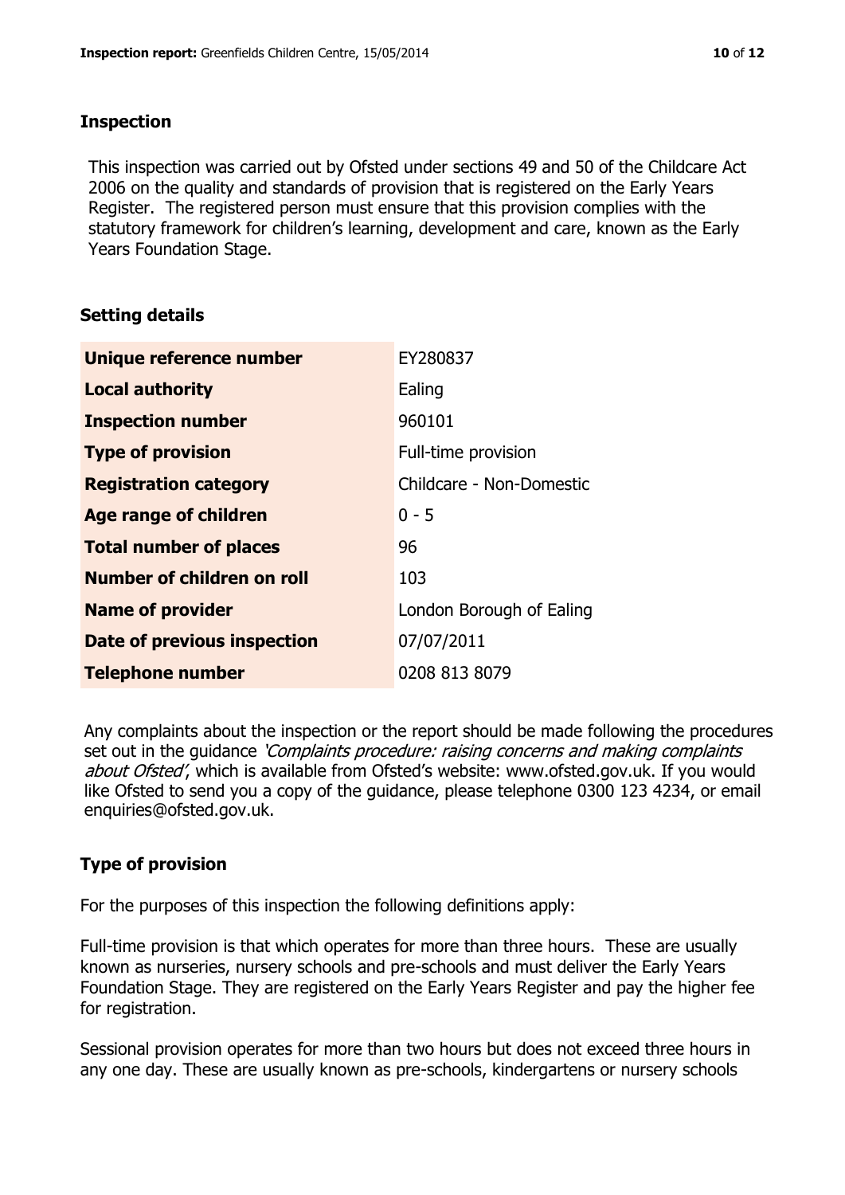## Inspection

This inspection was carried out by Ofsted under sections 49 and 50 of the Childcare Act 2006 on the quality and standards of provision that is registered on the Early Years Register. The registered person must ensure that this provision complies with the statutory framework for children's learning, development and care, known as the Early Years Foundation Stage.

## Setting details

| | |
|---|---|
| **Unique reference number** | EY280837 |
| **Local authority** | Ealing |
| **Inspection number** | 960101 |
| **Type of provision** | Full-time provision |
| **Registration category** | Childcare - Non-Domestic |
| **Age range of children** | 0 - 5 |
| **Total number of places** | 96 |
| **Number of children on roll** | 103 |
| **Name of provider** | London Borough of Ealing |
| **Date of previous inspection** | 07/07/2011 |
| **Telephone number** | 0208 813 8079 |

Any complaints about the inspection or the report should be made following the procedures set out in the guidance *'Complaints procedure: raising concerns and making complaints about Ofsted'*, which is available from Ofsted's website: www.ofsted.gov.uk. If you would like Ofsted to send you a copy of the guidance, please telephone 0300 123 4234, or email enquiries@ofsted.gov.uk.

## Type of provision

For the purposes of this inspection the following definitions apply:

Full-time provision is that which operates for more than three hours. These are usually known as nurseries, nursery schools and pre-schools and must deliver the Early Years Foundation Stage. They are registered on the Early Years Register and pay the higher fee for registration.

Sessional provision operates for more than two hours but does not exceed three hours in any one day. These are usually known as pre-schools, kindergartens or nursery schools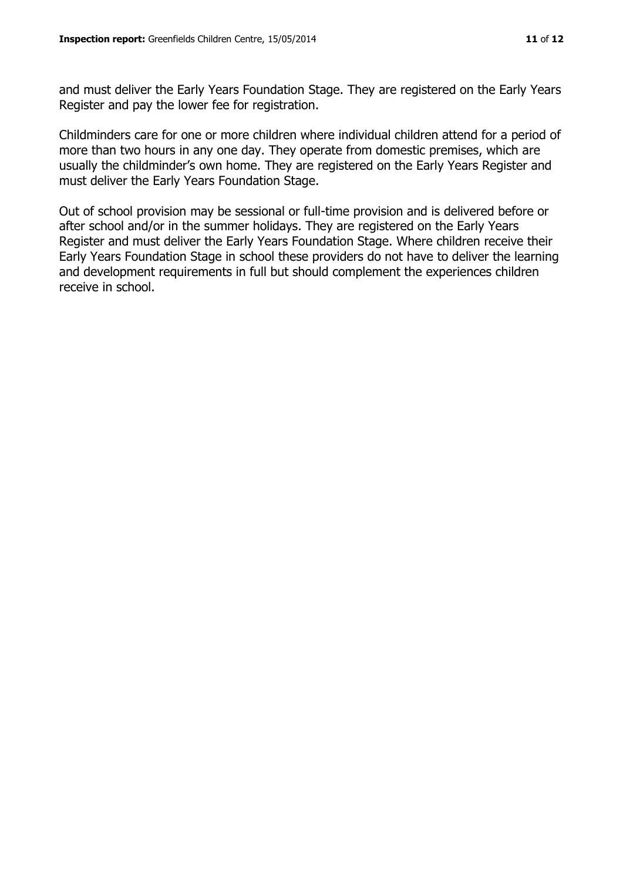and must deliver the Early Years Foundation Stage. They are registered on the Early Years Register and pay the lower fee for registration.

Childminders care for one or more children where individual children attend for a period of more than two hours in any one day. They operate from domestic premises, which are usually the childminder's own home. They are registered on the Early Years Register and must deliver the Early Years Foundation Stage.

Out of school provision may be sessional or full-time provision and is delivered before or after school and/or in the summer holidays. They are registered on the Early Years Register and must deliver the Early Years Foundation Stage. Where children receive their Early Years Foundation Stage in school these providers do not have to deliver the learning and development requirements in full but should complement the experiences children receive in school.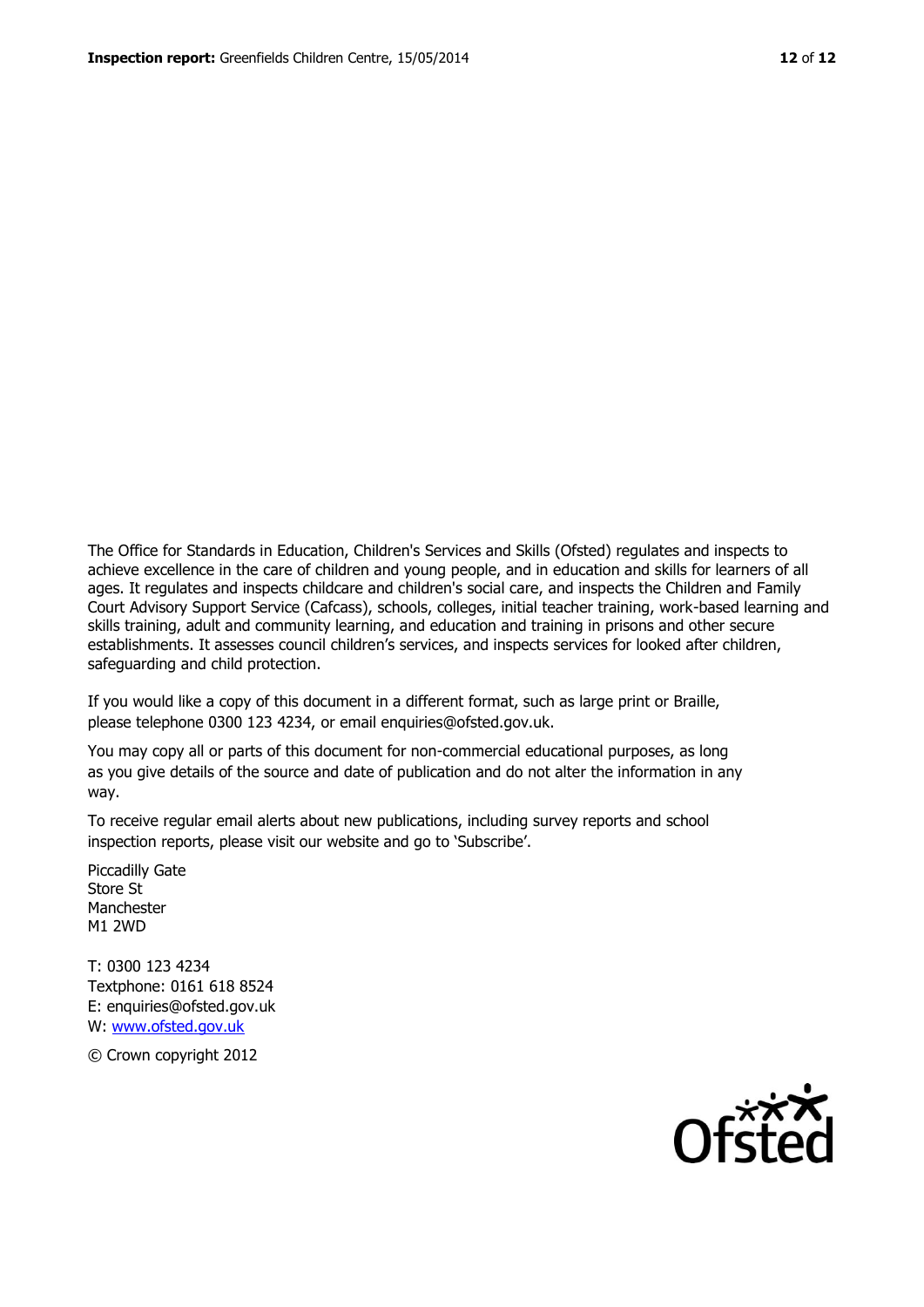The Office for Standards in Education, Children's Services and Skills (Ofsted) regulates and inspects to achieve excellence in the care of children and young people, and in education and skills for learners of all ages. It regulates and inspects childcare and children's social care, and inspects the Children and Family Court Advisory Support Service (Cafcass), schools, colleges, initial teacher training, work-based learning and skills training, adult and community learning, and education and training in prisons and other secure establishments. It assesses council children's services, and inspects services for looked after children, safeguarding and child protection.

If you would like a copy of this document in a different format, such as large print or Braille, please telephone 0300 123 4234, or email enquiries@ofsted.gov.uk.

You may copy all or parts of this document for non-commercial educational purposes, as long as you give details of the source and date of publication and do not alter the information in any way.

To receive regular email alerts about new publications, including survey reports and school inspection reports, please visit our website and go to 'Subscribe'.

Piccadilly Gate
Store St
Manchester
M1 2WD

T: 0300 123 4234
Textphone: 0161 618 8524
E: enquiries@ofsted.gov.uk
W: www.ofsted.gov.uk

© Crown copyright 2012